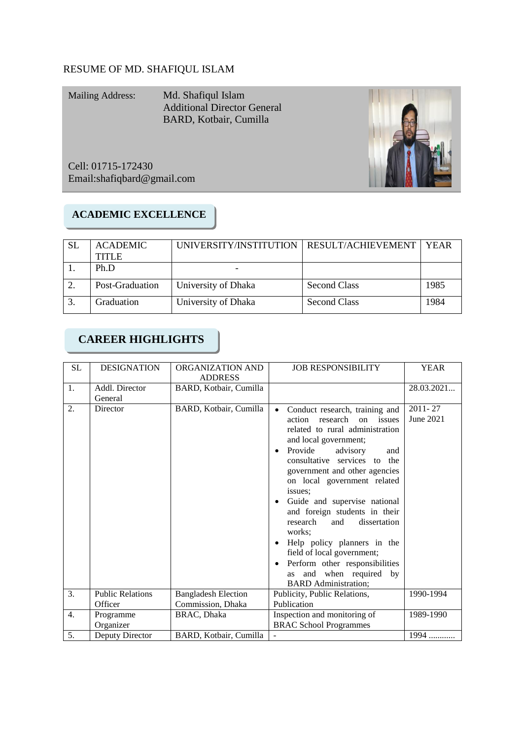# RESUME OF MD. SHAFIQUL ISLAM

Mailing Address: Md. Shafiqul Islam
Additional Director General
BARD, Kotbair, Cumilla

Cell: 01715-172430
Email:shafiqbard@gmail.com

## ACADEMIC EXCELLENCE

| SL | ACADEMIC TITLE | UNIVERSITY/INSTITUTION | RESULT/ACHIEVEMENT | YEAR |
|---|---|---|---|---|
| 1. | Ph.D | - | | |
| 2. | Post-Graduation | University of Dhaka | Second Class | 1985 |
| 3. | Graduation | University of Dhaka | Second Class | 1984 |

## CAREER HIGHLIGHTS

| SL | DESIGNATION | ORGANIZATION AND ADDRESS | JOB RESPONSIBILITY | YEAR |
|---|---|---|---|---|
| 1. | Addl. Director General | BARD, Kotbair, Cumilla | | 28.03.2021... |
| 2. | Director | BARD, Kotbair, Cumilla | • Conduct research, training and action research on issues related to rural administration and local government; • Provide advisory and consultative services to the government and other agencies on local government related issues; • Guide and supervise national and foreign students in their research and dissertation works; • Help policy planners in the field of local government; • Perform other responsibilities as and when required by BARD Administration; | 2011- 27 June 2021 |
| 3. | Public Relations Officer | Bangladesh Election Commission, Dhaka | Publicity, Public Relations, Publication | 1990-1994 |
| 4. | Programme Organizer | BRAC, Dhaka | Inspection and monitoring of BRAC School Programmes | 1989-1990 |
| 5. | Deputy Director | BARD, Kotbair, Cumilla | - | 1994 ........... |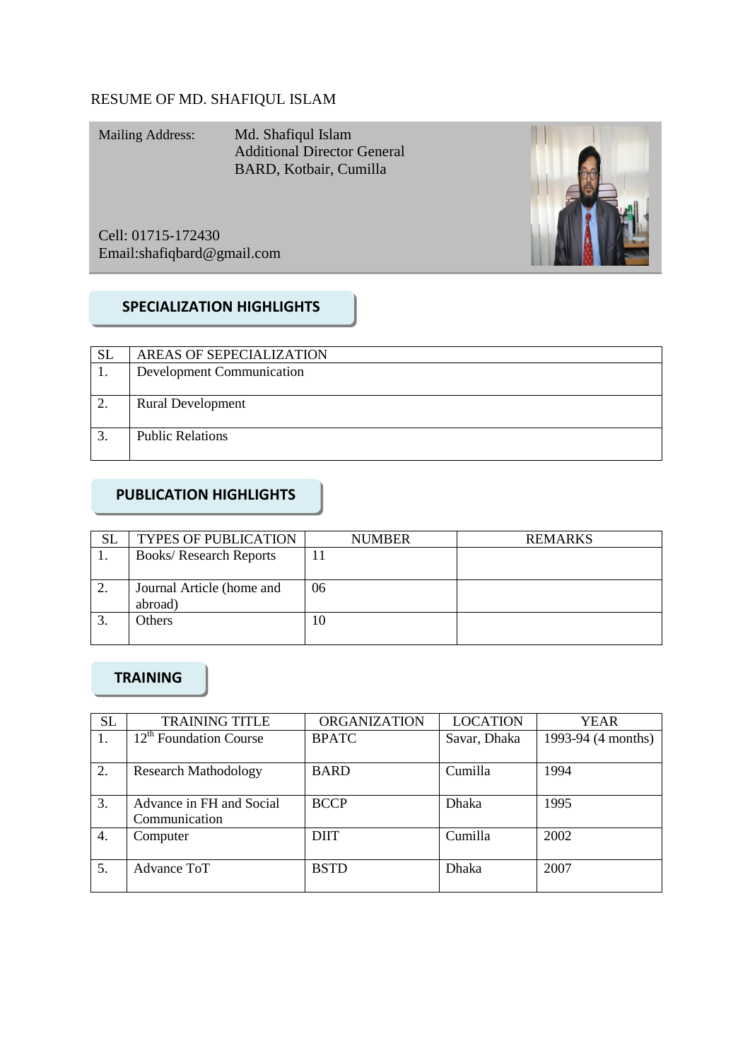RESUME OF MD. SHAFIQUL ISLAM

Mailing Address: Md. Shafiqul Islam
Additional Director General
BARD, Kotbair, Cumilla

Cell: 01715-172430
Email:shafiqbard@gmail.com

## SPECIALIZATION HIGHLIGHTS

| SL | AREAS OF SEPECIALIZATION |
|---|---|
| 1. | Development Communication |
| 2. | Rural Development |
| 3. | Public Relations |

## PUBLICATION HIGHLIGHTS

| SL | TYPES OF PUBLICATION | NUMBER | REMARKS |
|---|---|---|---|
| 1. | Books/ Research Reports | 11 | |
| 2. | Journal Article (home and abroad) | 06 | |
| 3. | Others | 10 | |

## TRAINING

| SL | TRAINING TITLE | ORGANIZATION | LOCATION | YEAR |
|---|---|---|---|---|
| 1. | 12th Foundation Course | BPATC | Savar, Dhaka | 1993-94 (4 months) |
| 2. | Research Mathodology | BARD | Cumilla | 1994 |
| 3. | Advance in FH and Social Communication | BCCP | Dhaka | 1995 |
| 4. | Computer | DIIT | Cumilla | 2002 |
| 5. | Advance ToT | BSTD | Dhaka | 2007 |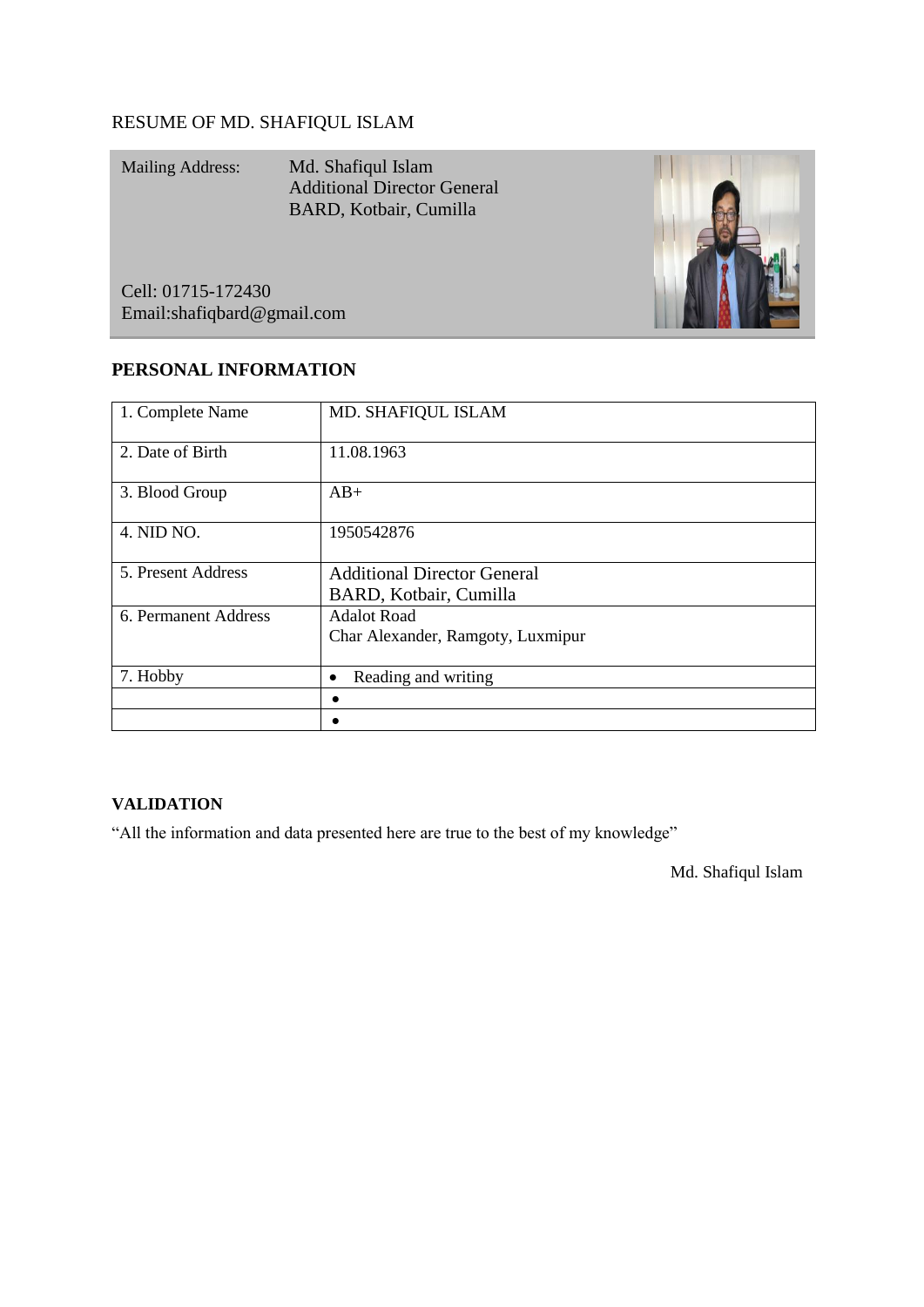RESUME OF MD. SHAFIQUL ISLAM

Mailing Address: Md. Shafiqul Islam
Additional Director General
BARD, Kotbair, Cumilla

Cell: 01715-172430
Email:shafiqbard@gmail.com

## PERSONAL INFORMATION

| | |
|---|---|
| 1. Complete Name | MD. SHAFIQUL ISLAM |
| 2. Date of Birth | 11.08.1963 |
| 3. Blood Group | AB+ |
| 4. NID NO. | 1950542876 |
| 5. Present Address | Additional Director General<br>BARD, Kotbair, Cumilla |
| 6. Permanent Address | Adalot Road<br>Char Alexander, Ramgoty, Luxmipur |
| 7. Hobby | • Reading and writing |
| | • |
| | • |

## VALIDATION

"All the information and data presented here are true to the best of my knowledge"

Md. Shafiqul Islam